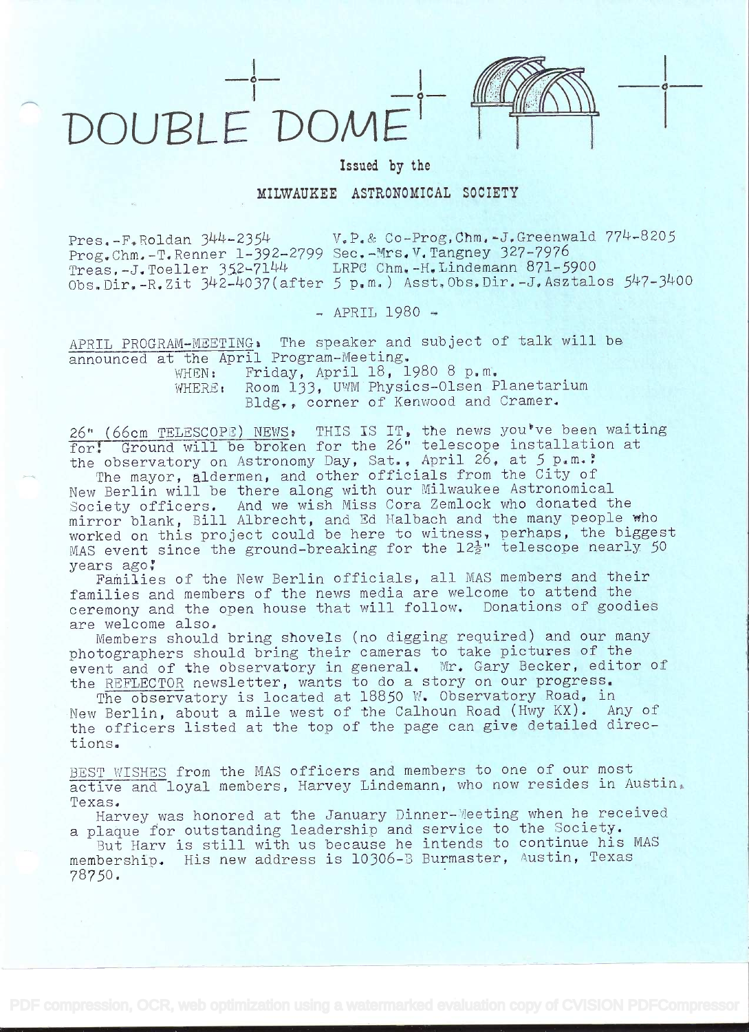# DOUBLE DOME

Issued by the

MILWAUKEE ASTRONOMICAL SOCIETY

Pres.-F.Roldan 344-2354 V.P.& Co-Prog.Chm.-J.Greenwald 774-8205
Prog.Chm.-T.Renner 1-392-2799 Sec.-Mrs.V.Tangney 327-7976
Treas.-J.Toeller 352-7144 LRPC Chm.-H.Lindemann 871-5900
Obs.Dir.-R.Zit 342-4037(after 5 p.m.) Asst.Obs.Dir.-J.Asztalos 547-3400

\- APRIL 1980 -

APRIL PROGRAM-MEETING: The speaker and subject of talk will be announced at the April Program-Meeting.

WHEN: Friday, April 18, 1980 8 p.m.
WHERE: Room 133, UWM Physics-Olsen Planetarium Bldg., corner of Kenwood and Cramer.

26" (66cm TELESCOPE) NEWS: THIS IS IT, the news you've been waiting for! Ground will be broken for the 26" telescope installation at the observatory on Astronomy Day, Sat., April 26, at 5 p.m.!

The mayor, aldermen, and other officials from the City of New Berlin will be there along with our Milwaukee Astronomical Society officers. And we wish Miss Cora Zemlock who donated the mirror blank, Bill Albrecht, and Ed Halbach and the many people who worked on this project could be here to witness, perhaps, the biggest MAS event since the ground-breaking for the 12½" telescope nearly 50 years ago!

Families of the New Berlin officials, all MAS members and their families and members of the news media are welcome to attend the ceremony and the open house that will follow. Donations of goodies are welcome also.

Members should bring shovels (no digging required) and our many photographers should bring their cameras to take pictures of the event and of the observatory in general. Mr. Gary Becker, editor of the REFLECTOR newsletter, wants to do a story on our progress.

The observatory is located at 18850 W. Observatory Road, in New Berlin, about a mile west of the Calhoun Road (Hwy KX). Any of the officers listed at the top of the page can give detailed directions.

BEST WISHES from the MAS officers and members to one of our most active and loyal members, Harvey Lindemann, who now resides in Austin, Texas.

Harvey was honored at the January Dinner-Meeting when he received a plaque for outstanding leadership and service to the Society.

But Harv is still with us because he intends to continue his MAS membership. His new address is 10306-B Burmaster, Austin, Texas 78750.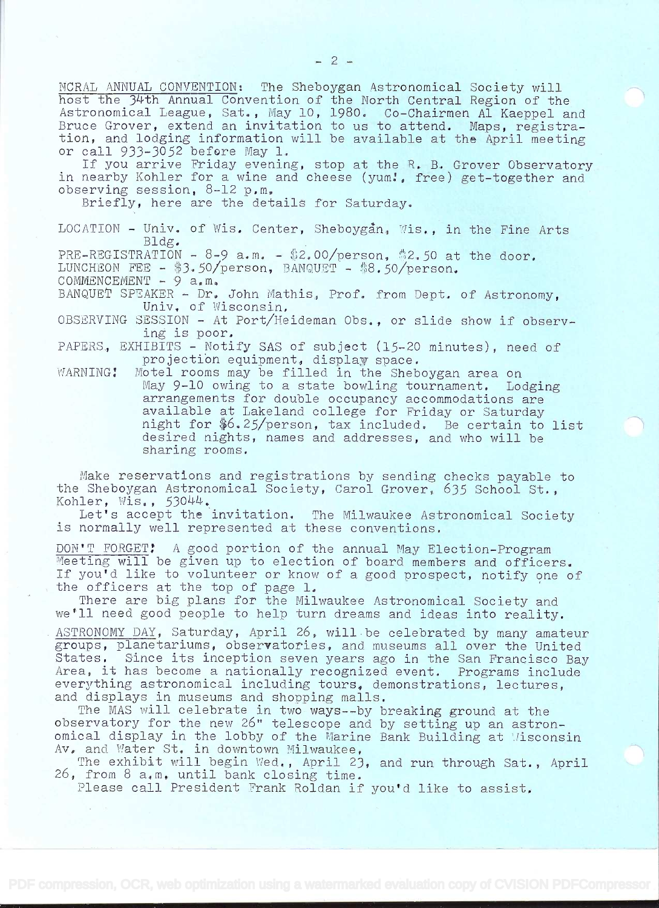NCRAL ANNUAL CONVENTION: The Sheboygan Astronomical Society will host the 34th Annual Convention of the North Central Region of the Astronomical League, Sat., May 10, 1980. Co-Chairmen Al Kaeppel and Bruce Grover, extend an invitation to us to attend. Maps, registration, and lodging information will be available at the April meeting or call 933-3052 before May 1.

If you arrive Friday evening, stop at the R. B. Grover Observatory in nearby Kohler for a wine and cheese (yum!, free) get-together and observing session, 8-12 p.m.

Briefly, here are the details for Saturday.

LOCATION - Univ. of Wis. Center, Sheboygan, Wis., in the Fine Arts Bldg.

PRE-REGISTRATION - 8-9 a.m. - $2.00/person, $2.50 at the door.

LUNCHEON FEE - $3.50/person, BANQUET - $8.50/person.

COMMENCEMENT - 9 a.m.

BANQUET SPEAKER - Dr. John Mathis, Prof. from Dept. of Astronomy, Univ. of Wisconsin.

OBSERVING SESSION - At Port/Heideman Obs., or slide show if observing is poor.

PAPERS, EXHIBITS - Notify SAS of subject (15-20 minutes), need of projection equipment, display space.

WARNING! Motel rooms may be filled in the Sheboygan area on May 9-10 owing to a state bowling tournament. Lodging arrangements for double occupancy accommodations are available at Lakeland college for Friday or Saturday night for $6.25/person, tax included. Be certain to list desired nights, names and addresses, and who will be sharing rooms.

Make reservations and registrations by sending checks payable to the Sheboygan Astronomical Society, Carol Grover, 635 School St., Kohler, Wis., 53044.

Let's accept the invitation. The Milwaukee Astronomical Society is normally well represented at these conventions.

DON'T FORGET! A good portion of the annual May Election-Program Meeting will be given up to election of board members and officers. If you'd like to volunteer or know of a good prospect, notify one of the officers at the top of page 1.

There are big plans for the Milwaukee Astronomical Society and we'll need good people to help turn dreams and ideas into reality.

ASTRONOMY DAY, Saturday, April 26, will be celebrated by many amateur groups, planetariums, observatories, and museums all over the United States. Since its inception seven years ago in the San Francisco Bay Area, it has become a nationally recognized event. Programs include everything astronomical including tours, demonstrations, lectures, and displays in museums and shopping malls.

The MAS will celebrate in two ways--by breaking ground at the observatory for the new 26" telescope and by setting up an astronomical display in the lobby of the Marine Bank Building at Wisconsin Av. and Water St. in downtown Milwaukee.

The exhibit will begin Wed., April 23, and run through Sat., April 26, from 8 a.m. until bank closing time.

Please call President Frank Roldan if you'd like to assist.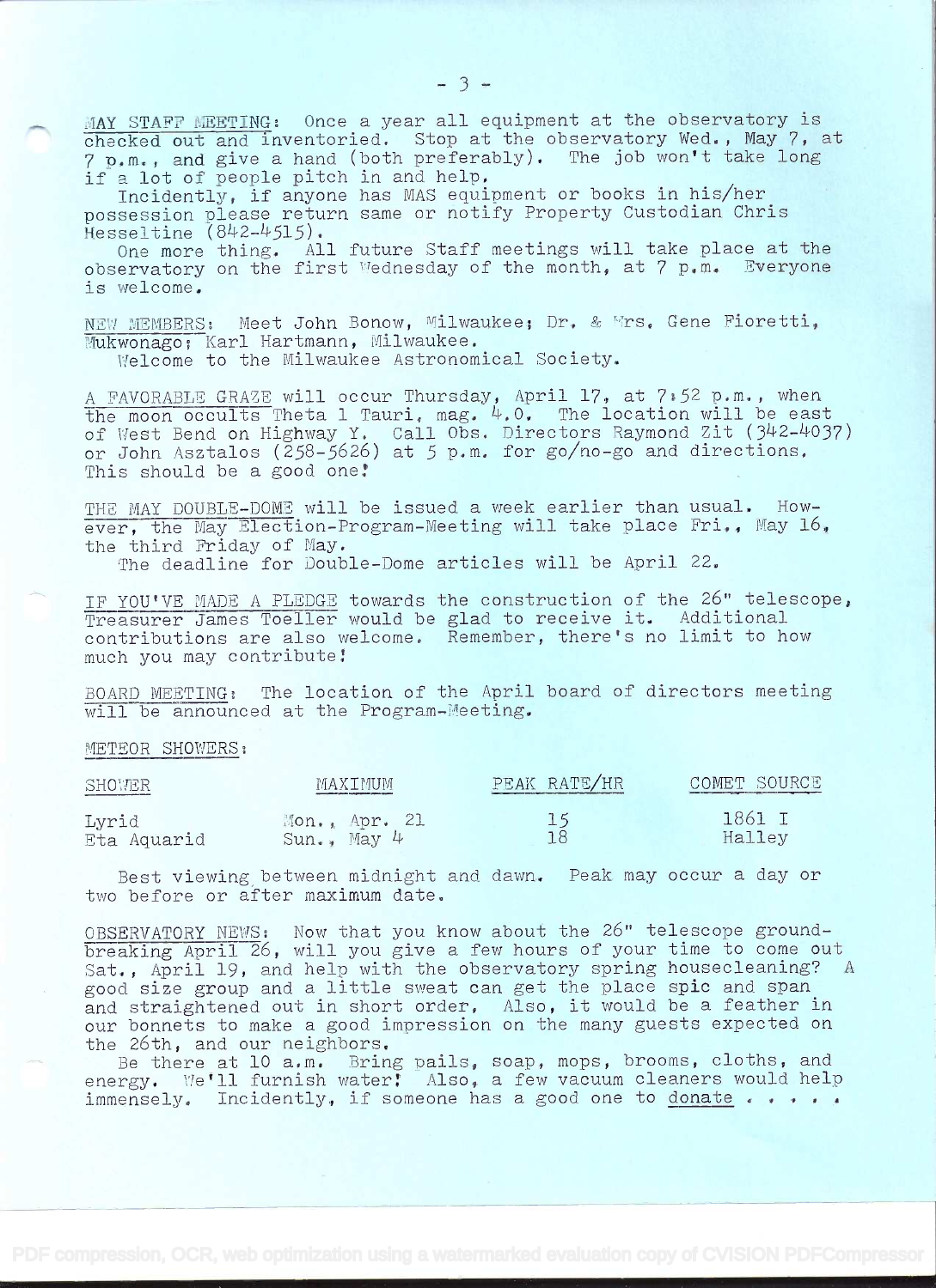MAY STAFF MEETING: Once a year all equipment at the observatory is checked out and inventoried. Stop at the observatory Wed., May 7, at 7 p.m., and give a hand (both preferably). The job won't take long if a lot of people pitch in and help.

Incidentally, if anyone has MAS equipment or books in his/her possession please return same or notify Property Custodian Chris Hesseltine (842-4515).

One more thing. All future Staff meetings will take place at the observatory on the first Wednesday of the month, at 7 p.m. Everyone is welcome.

NEW MEMBERS: Meet John Bonow, Milwaukee; Dr. & Mrs. Gene Fioretti, Mukwonago; Karl Hartmann, Milwaukee.

Welcome to the Milwaukee Astronomical Society.

A FAVORABLE GRAZE will occur Thursday, April 17, at 7:52 p.m., when the moon occults Theta 1 Tauri, mag. 4.0. The location will be east of West Bend on Highway Y. Call Obs. Directors Raymond Zit (342-4037) or John Asztalos (258-5626) at 5 p.m. for go/no-go and directions. This should be a good one!

THE MAY DOUBLE-DOME will be issued a week earlier than usual. However, the May Election-Program-Meeting will take place Fri., May 16, the third Friday of May.

The deadline for Double-Dome articles will be April 22.

IF YOU'VE MADE A PLEDGE towards the construction of the 26" telescope, Treasurer James Toeller would be glad to receive it. Additional contributions are also welcome. Remember, there's no limit to how much you may contribute!

BOARD MEETING: The location of the April board of directors meeting will be announced at the Program-Meeting.

METEOR SHOWERS:

| SHOWER | MAXIMUM | PEAK RATE/HR | COMET SOURCE |
|---|---|---|---|
| Lyrid | Mon., Apr. 21 | 15 | 1861 I |
| Eta Aquarid | Sun., May 4 | 18 | Halley |

Best viewing between midnight and dawn. Peak may occur a day or two before or after maximum date.

OBSERVATORY NEWS: Now that you know about the 26" telescope groundbreaking April 26, will you give a few hours of your time to come out Sat., April 19, and help with the observatory spring housecleaning? A good size group and a little sweat can get the place spic and span and straightened out in short order. Also, it would be a feather in our bonnets to make a good impression on the many guests expected on the 26th, and our neighbors.

Be there at 10 a.m. Bring pails, soap, mops, brooms, cloths, and energy. We'll furnish water! Also, a few vacuum cleaners would help immensely. Incidentally, if someone has a good one to donate . . . . .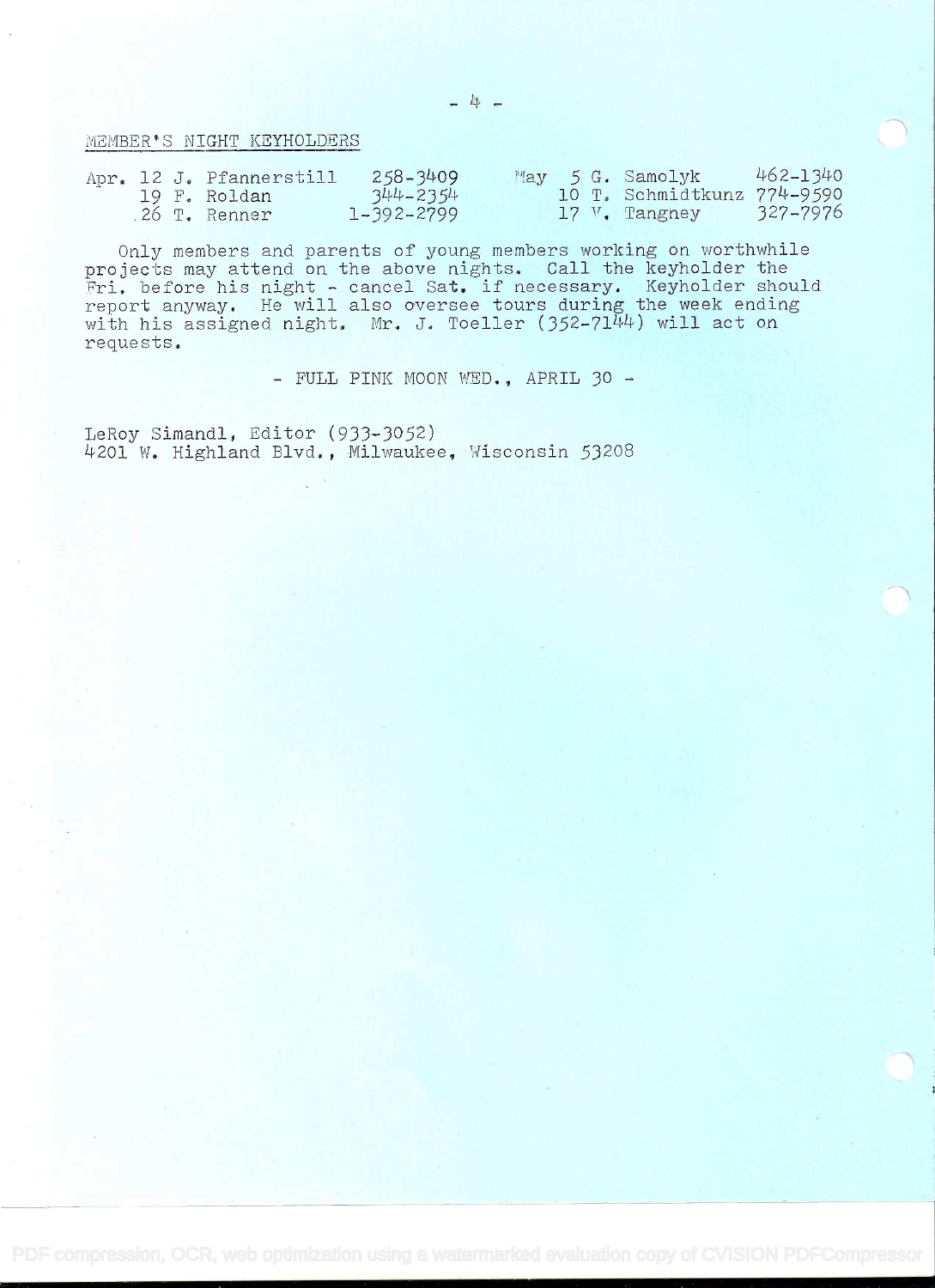MEMBER'S NIGHT KEYHOLDERS

| | | | | | | |
|---|---|---|---|---|---|---|
| Apr. 12 | J. Pfannerstill | 258-3409 | | May 5 | G. Samolyk | 462-1340 |
| 19 | F. Roldan | 344-2354 | | 10 | T. Schmidtkunz | 774-9590 |
| 26 | T. Renner | 1-392-2799 | | 17 | V. Tangney | 327-7976 |

Only members and parents of young members working on worthwhile projects may attend on the above nights. Call the keyholder the Fri. before his night - cancel Sat. if necessary. Keyholder should report anyway. He will also oversee tours during the week ending with his assigned night. Mr. J. Toeller (352-7144) will act on requests.

- FULL PINK MOON WED., APRIL 30 -

LeRoy Simandl, Editor (933-3052)
4201 W. Highland Blvd., Milwaukee, Wisconsin 53208